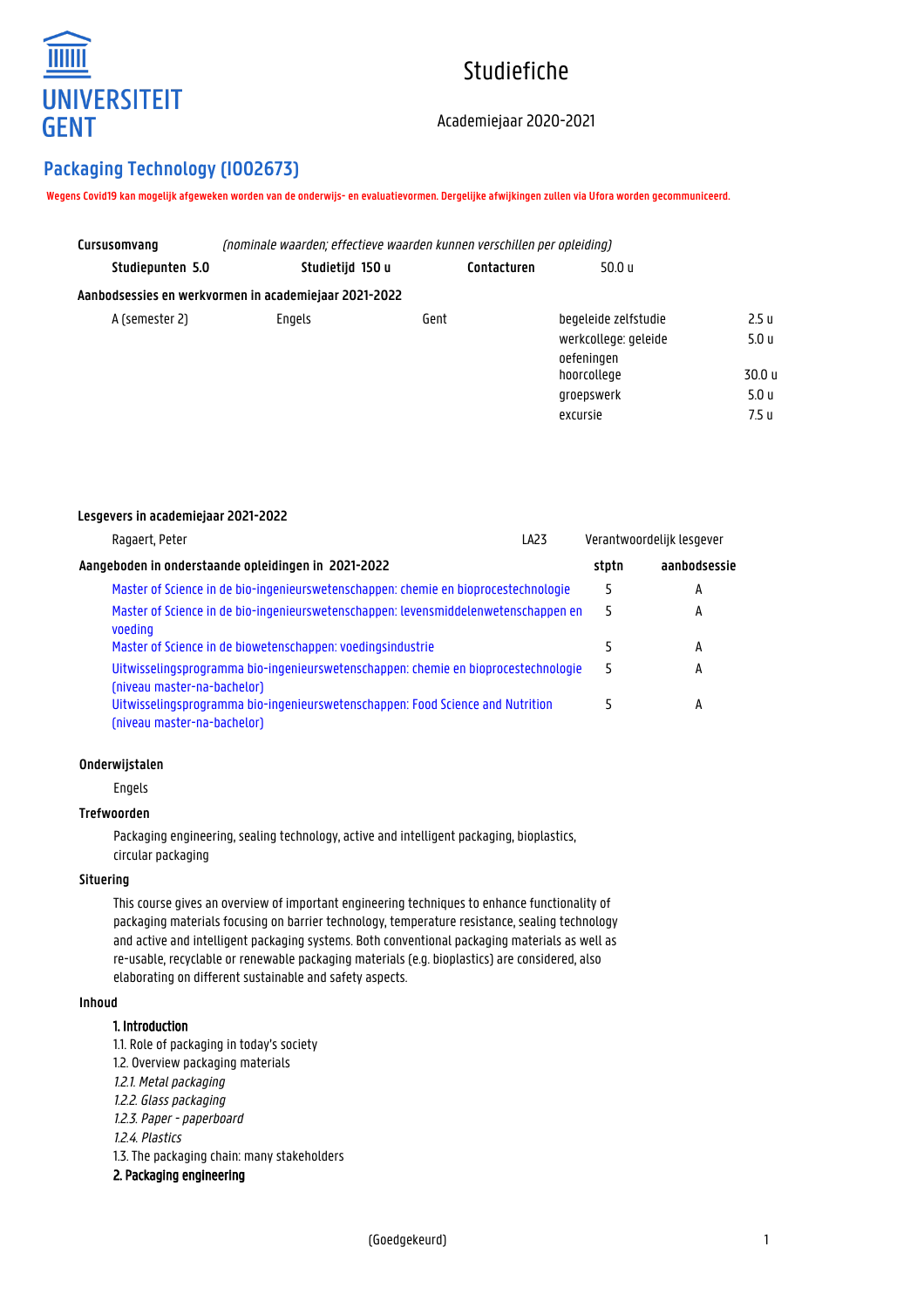UNIVERSITEIT GENT

# Studiefiche

Academiejaar 2020-2021

## Packaging Technology (I002673)

**Wegens Covid19 kan mogelijk afgeweken worden van de onderwijs- en evaluatievormen. Dergelijke afwijkingen zullen via Ufora worden gecommuniceerd.**

**Cursusomvang** *(nominale waarden; effectieve waarden kunnen verschillen per opleiding)*

**Studiepunten 5.0** **Studietijd 150 u** **Contacturen** 50.0 u

**Aanbodsessies en werkvormen in academiejaar 2021-2022**

| | | | | |
|---|---|---|---|---|
| A (semester 2) | Engels | Gent | begeleide zelfstudie | 2.5 u |
| | | | werkcollege: geleide oefeningen | 5.0 u |
| | | | hoorcollege | 30.0 u |
| | | | groepswerk | 5.0 u |
| | | | excursie | 7.5 u |

**Lesgevers in academiejaar 2021-2022**

| | | |
|---|---|---|
| Ragaert, Peter | LA23 | Verantwoordelijk lesgever |

| Aangeboden in onderstaande opleidingen in 2021-2022 | stptn | aanbodsessie |
|---|---|---|
| Master of Science in de bio-ingenieurswetenschappen: chemie en bioprocestechnologie | 5 | A |
| Master of Science in de bio-ingenieurswetenschappen: levensmiddelenwetenschappen en voeding | 5 | A |
| Master of Science in de biowetenschappen: voedingsindustrie | 5 | A |
| Uitwisselingsprogramma bio-ingenieurswetenschappen: chemie en bioprocestechnologie (niveau master-na-bachelor) | 5 | A |
| Uitwisselingsprogramma bio-ingenieurswetenschappen: Food Science and Nutrition (niveau master-na-bachelor) | 5 | A |

### Onderwijstalen

Engels

### Trefwoorden

Packaging engineering, sealing technology, active and intelligent packaging, bioplastics, circular packaging

### Situering

This course gives an overview of important engineering techniques to enhance functionality of packaging materials focusing on barrier technology, temperature resistance, sealing technology and active and intelligent packaging systems. Both conventional packaging materials as well as re-usable, recyclable or renewable packaging materials (e.g. bioplastics) are considered, also elaborating on different sustainable and safety aspects.

### Inhoud

**1. Introduction**

1.1. Role of packaging in today's society

1.2. Overview packaging materials

*1.2.1. Metal packaging*

*1.2.2. Glass packaging*

*1.2.3. Paper - paperboard*

*1.2.4. Plastics*

1.3. The packaging chain: many stakeholders

**2. Packaging engineering**

(Goedgekeurd)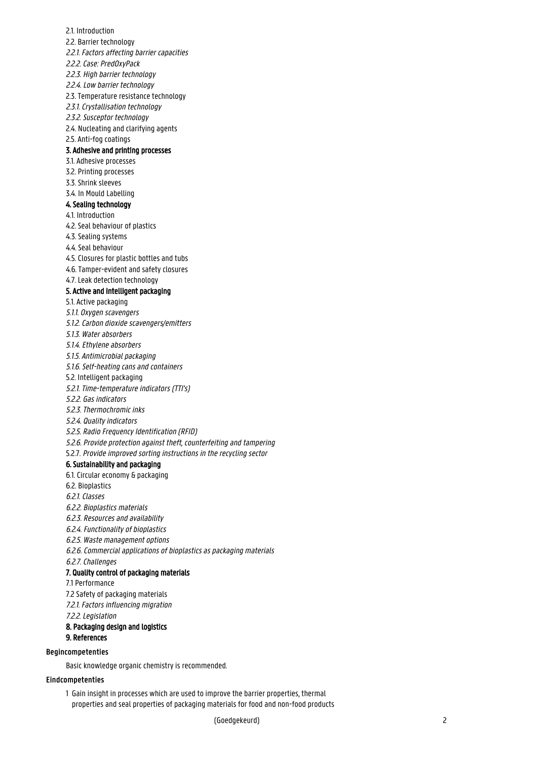2.1. Introduction

2.2. Barrier technology

*2.2.1. Factors affecting barrier capacities*

*2.2.2. Case: PredOxyPack*

*2.2.3. High barrier technology*

*2.2.4. Low barrier technology*

2.3. Temperature resistance technology

*2.3.1. Crystallisation technology*

*2.3.2. Susceptor technology*

2.4. Nucleating and clarifying agents

2.5. Anti-fog coatings

**3. Adhesive and printing processes**

3.1. Adhesive processes

3.2. Printing processes

3.3. Shrink sleeves

3.4. In Mould Labelling

**4. Sealing technology**

4.1. Introduction

4.2. Seal behaviour of plastics

4.3. Sealing systems

4.4. Seal behaviour

4.5. Closures for plastic bottles and tubs

4.6. Tamper-evident and safety closures

4.7. Leak detection technology

**5. Active and intelligent packaging**

5.1. Active packaging

*5.1.1. Oxygen scavengers*

*5.1.2. Carbon dioxide scavengers/emitters*

*5.1.3. Water absorbers*

*5.1.4. Ethylene absorbers*

*5.1.5. Antimicrobial packaging*

*5.1.6. Self-heating cans and containers*

5.2. Intelligent packaging

*5.2.1. Time-temperature indicators (TTI's)*

*5.2.2. Gas indicators*

*5.2.3. Thermochromic inks*

*5.2.4. Quality indicators*

*5.2.5. Radio Frequency Identification (RFID)*

*5.2.6. Provide protection against theft, counterfeiting and tampering*

5.2.7. *Provide improved sorting instructions in the recycling sector*

**6. Sustainability and packaging**

6.1. Circular economy & packaging

6.2. Bioplastics

*6.2.1. Classes*

*6.2.2. Bioplastics materials*

*6.2.3. Resources and availability*

*6.2.4. Functionality of bioplastics*

*6.2.5. Waste management options*

*6.2.6. Commercial applications of bioplastics as packaging materials*

*6.2.7. Challenges*

**7. Quality control of packaging materials**

7.1 Performance

7.2 Safety of packaging materials

*7.2.1. Factors influencing migration*

*7.2.2. Legislation*

**8. Packaging design and logistics**

**9. References**

**Begincompetenties**

Basic knowledge organic chemistry is recommended.

**Eindcompetenties**

1 Gain insight in processes which are used to improve the barrier properties, thermal properties and seal properties of packaging materials for food and non-food products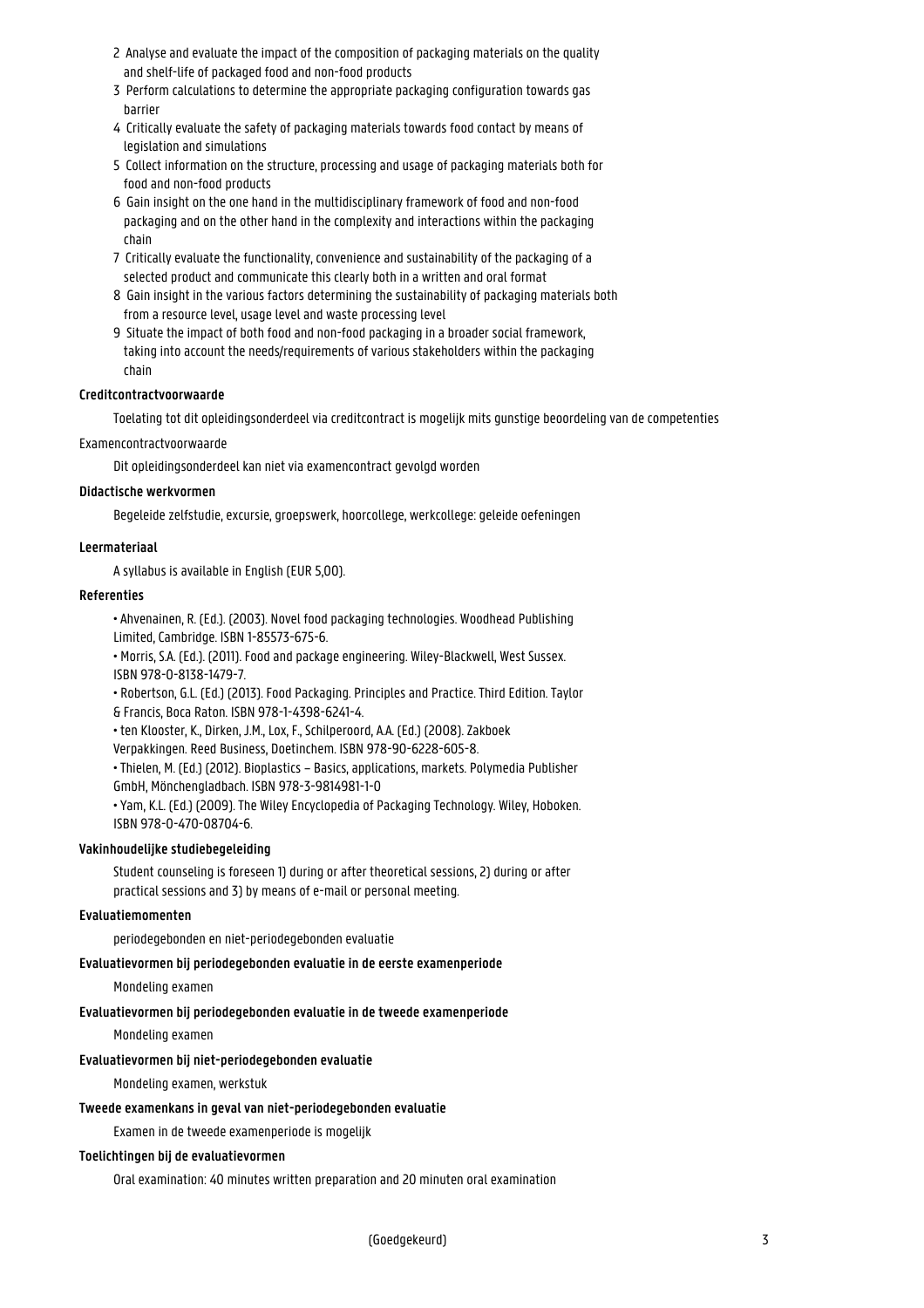2 Analyse and evaluate the impact of the composition of packaging materials on the quality and shelf-life of packaged food and non-food products
3 Perform calculations to determine the appropriate packaging configuration towards gas barrier
4 Critically evaluate the safety of packaging materials towards food contact by means of legislation and simulations
5 Collect information on the structure, processing and usage of packaging materials both for food and non-food products
6 Gain insight on the one hand in the multidisciplinary framework of food and non-food packaging and on the other hand in the complexity and interactions within the packaging chain
7 Critically evaluate the functionality, convenience and sustainability of the packaging of a selected product and communicate this clearly both in a written and oral format
8 Gain insight in the various factors determining the sustainability of packaging materials both from a resource level, usage level and waste processing level
9 Situate the impact of both food and non-food packaging in a broader social framework, taking into account the needs/requirements of various stakeholders within the packaging chain

**Creditcontractvoorwaarde**

Toelating tot dit opleidingsonderdeel via creditcontract is mogelijk mits gunstige beoordeling van de competenties

Examencontractvoorwaarde

Dit opleidingsonderdeel kan niet via examencontract gevolgd worden

**Didactische werkvormen**

Begeleide zelfstudie, excursie, groepswerk, hoorcollege, werkcollege: geleide oefeningen

**Leermateriaal**

A syllabus is available in English (EUR 5,00).

**Referenties**

• Ahvenainen, R. (Ed.). (2003). Novel food packaging technologies. Woodhead Publishing Limited, Cambridge. ISBN 1-85573-675-6.
• Morris, S.A. (Ed.). (2011). Food and package engineering. Wiley-Blackwell, West Sussex. ISBN 978-0-8138-1479-7.
• Robertson, G.L. (Ed.) (2013). Food Packaging. Principles and Practice. Third Edition. Taylor & Francis, Boca Raton. ISBN 978-1-4398-6241-4.
• ten Klooster, K., Dirken, J.M., Lox, F., Schilperoord, A.A. (Ed.) (2008). Zakboek Verpakkingen. Reed Business, Doetinchem. ISBN 978-90-6228-605-8.
• Thielen, M. (Ed.) (2012). Bioplastics – Basics, applications, markets. Polymedia Publisher GmbH, Mönchengladbach. ISBN 978-3-9814981-1-0
• Yam, K.L. (Ed.) (2009). The Wiley Encyclopedia of Packaging Technology. Wiley, Hoboken. ISBN 978-0-470-08704-6.

**Vakinhoudelijke studiebegeleiding**

Student counseling is foreseen 1) during or after theoretical sessions, 2) during or after practical sessions and 3) by means of e-mail or personal meeting.

**Evaluatiemomenten**

periodegebonden en niet-periodegebonden evaluatie

**Evaluatievormen bij periodegebonden evaluatie in de eerste examenperiode**

Mondeling examen

**Evaluatievormen bij periodegebonden evaluatie in de tweede examenperiode**

Mondeling examen

**Evaluatievormen bij niet-periodegebonden evaluatie**

Mondeling examen, werkstuk

**Tweede examenkans in geval van niet-periodegebonden evaluatie**

Examen in de tweede examenperiode is mogelijk

**Toelichtingen bij de evaluatievormen**

Oral examination: 40 minutes written preparation and 20 minuten oral examination

(Goedgekeurd)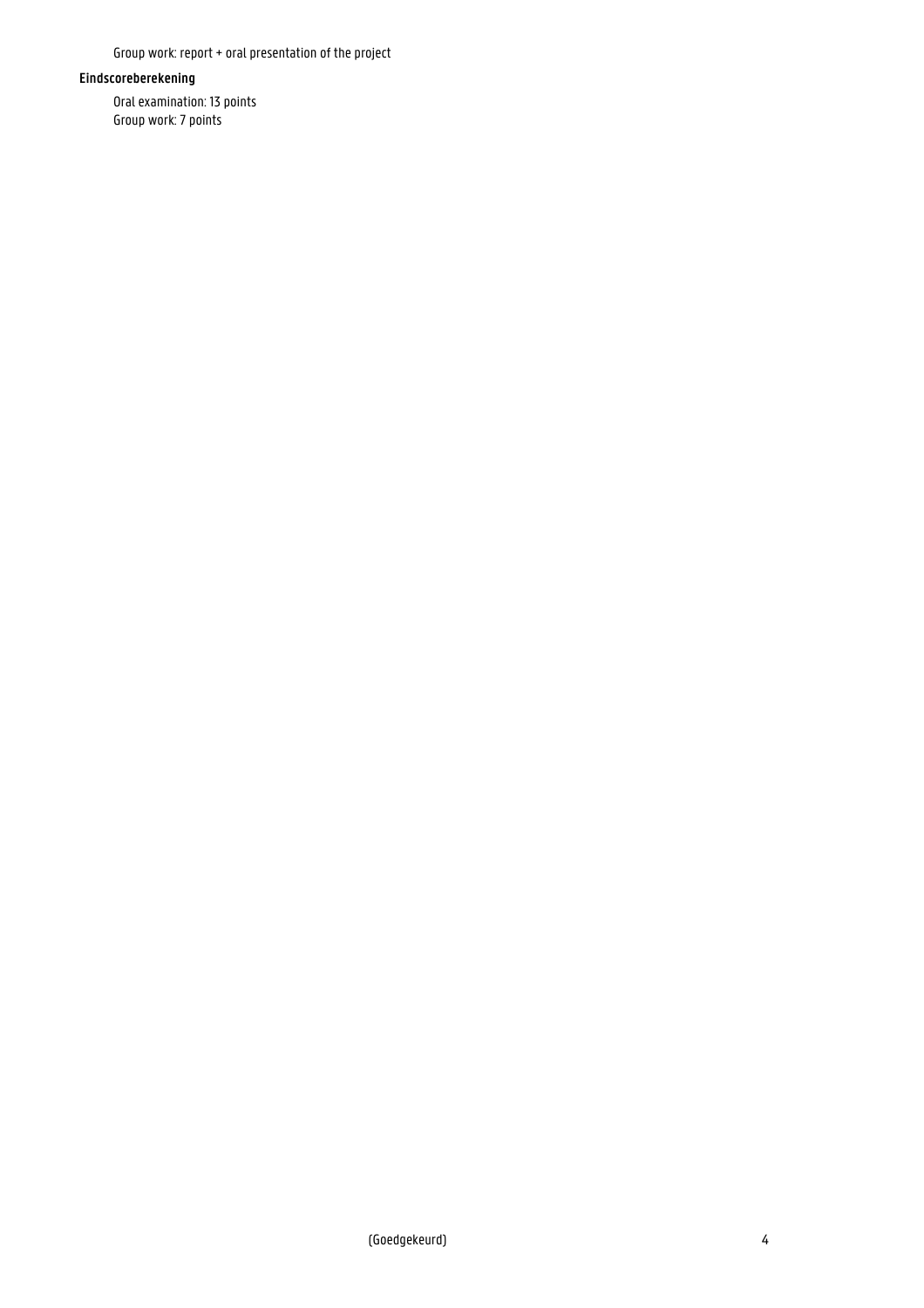Group work: report + oral presentation of the project

**Eindscoreberekening**

Oral examination: 13 points
Group work: 7 points